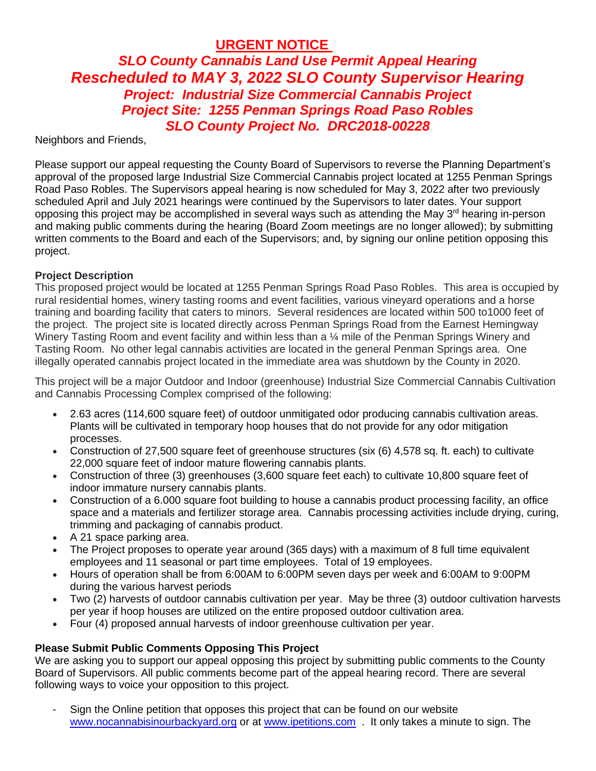# URGENT NOTICE

## *SLO County Cannabis Land Use Permit Appeal Hearing*
## *Rescheduled to MAY 3, 2022 SLO County Supervisor Hearing*
## *Project: Industrial Size Commercial Cannabis Project*
## *Project Site: 1255 Penman Springs Road Paso Robles*
## *SLO County Project No. DRC2018-00228*

Neighbors and Friends,

Please support our appeal requesting the County Board of Supervisors to reverse the Planning Department's approval of the proposed large Industrial Size Commercial Cannabis project located at 1255 Penman Springs Road Paso Robles. The Supervisors appeal hearing is now scheduled for May 3, 2022 after two previously scheduled April and July 2021 hearings were continued by the Supervisors to later dates. Your support opposing this project may be accomplished in several ways such as attending the May 3rd hearing in-person and making public comments during the hearing (Board Zoom meetings are no longer allowed); by submitting written comments to the Board and each of the Supervisors; and, by signing our online petition opposing this project.

**Project Description**

This proposed project would be located at 1255 Penman Springs Road Paso Robles. This area is occupied by rural residential homes, winery tasting rooms and event facilities, various vineyard operations and a horse training and boarding facility that caters to minors. Several residences are located within 500 to1000 feet of the project. The project site is located directly across Penman Springs Road from the Earnest Hemingway Winery Tasting Room and event facility and within less than a ¼ mile of the Penman Springs Winery and Tasting Room. No other legal cannabis activities are located in the general Penman Springs area. One illegally operated cannabis project located in the immediate area was shutdown by the County in 2020.

This project will be a major Outdoor and Indoor (greenhouse) Industrial Size Commercial Cannabis Cultivation and Cannabis Processing Complex comprised of the following:

- 2.63 acres (114,600 square feet) of outdoor unmitigated odor producing cannabis cultivation areas. Plants will be cultivated in temporary hoop houses that do not provide for any odor mitigation processes.
- Construction of 27,500 square feet of greenhouse structures (six (6) 4,578 sq. ft. each) to cultivate 22,000 square feet of indoor mature flowering cannabis plants.
- Construction of three (3) greenhouses (3,600 square feet each) to cultivate 10,800 square feet of indoor immature nursery cannabis plants.
- Construction of a 6.000 square foot building to house a cannabis product processing facility, an office space and a materials and fertilizer storage area. Cannabis processing activities include drying, curing, trimming and packaging of cannabis product.
- A 21 space parking area.
- The Project proposes to operate year around (365 days) with a maximum of 8 full time equivalent employees and 11 seasonal or part time employees. Total of 19 employees.
- Hours of operation shall be from 6:00AM to 6:00PM seven days per week and 6:00AM to 9:00PM during the various harvest periods
- Two (2) harvests of outdoor cannabis cultivation per year. May be three (3) outdoor cultivation harvests per year if hoop houses are utilized on the entire proposed outdoor cultivation area.
- Four (4) proposed annual harvests of indoor greenhouse cultivation per year.

**Please Submit Public Comments Opposing This Project**

We are asking you to support our appeal opposing this project by submitting public comments to the County Board of Supervisors. All public comments become part of the appeal hearing record. There are several following ways to voice your opposition to this project.

- Sign the Online petition that opposes this project that can be found on our website [www.nocannabisinourbackyard.org](http://www.nocannabisinourbackyard.org) or at [www.ipetitions.com](http://www.ipetitions.com) . It only takes a minute to sign. The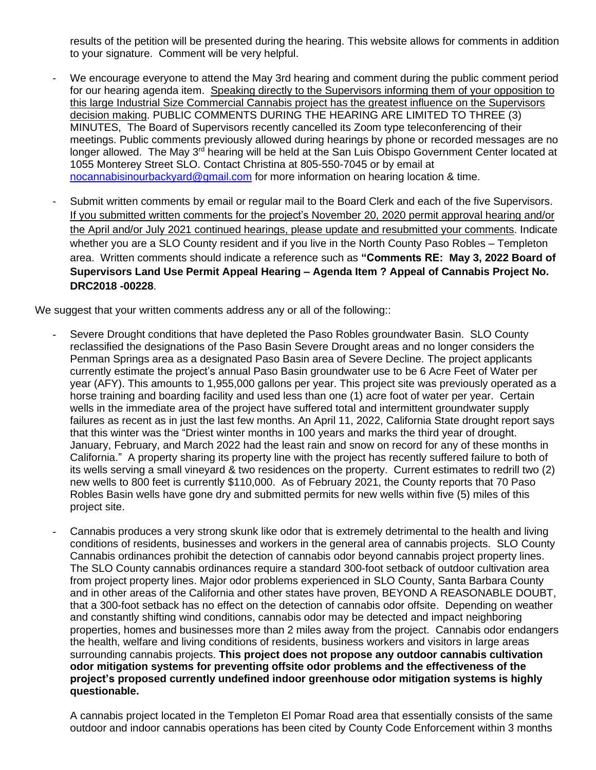results of the petition will be presented during the hearing. This website allows for comments in addition to your signature. Comment will be very helpful.

- We encourage everyone to attend the May 3rd hearing and comment during the public comment period for our hearing agenda item. Speaking directly to the Supervisors informing them of your opposition to this large Industrial Size Commercial Cannabis project has the greatest influence on the Supervisors decision making. PUBLIC COMMENTS DURING THE HEARING ARE LIMITED TO THREE (3) MINUTES, The Board of Supervisors recently cancelled its Zoom type teleconferencing of their meetings. Public comments previously allowed during hearings by phone or recorded messages are no longer allowed. The May 3rd hearing will be held at the San Luis Obispo Government Center located at 1055 Monterey Street SLO. Contact Christina at 805-550-7045 or by email at nocannabisinourbackyard@gmail.com for more information on hearing location & time.

- Submit written comments by email or regular mail to the Board Clerk and each of the five Supervisors. If you submitted written comments for the project's November 20, 2020 permit approval hearing and/or the April and/or July 2021 continued hearings, please update and resubmitted your comments. Indicate whether you are a SLO County resident and if you live in the North County Paso Robles – Templeton area. Written comments should indicate a reference such as **"Comments RE: May 3, 2022 Board of Supervisors Land Use Permit Appeal Hearing – Agenda Item ? Appeal of Cannabis Project No. DRC2018 -00228**.

We suggest that your written comments address any or all of the following::

- Severe Drought conditions that have depleted the Paso Robles groundwater Basin. SLO County reclassified the designations of the Paso Basin Severe Drought areas and no longer considers the Penman Springs area as a designated Paso Basin area of Severe Decline. The project applicants currently estimate the project's annual Paso Basin groundwater use to be 6 Acre Feet of Water per year (AFY). This amounts to 1,955,000 gallons per year. This project site was previously operated as a horse training and boarding facility and used less than one (1) acre foot of water per year. Certain wells in the immediate area of the project have suffered total and intermittent groundwater supply failures as recent as in just the last few months. An April 11, 2022, California State drought report says that this winter was the "Driest winter months in 100 years and marks the third year of drought. January, February, and March 2022 had the least rain and snow on record for any of these months in California." A property sharing its property line with the project has recently suffered failure to both of its wells serving a small vineyard & two residences on the property. Current estimates to redrill two (2) new wells to 800 feet is currently $110,000. As of February 2021, the County reports that 70 Paso Robles Basin wells have gone dry and submitted permits for new wells within five (5) miles of this project site.

- Cannabis produces a very strong skunk like odor that is extremely detrimental to the health and living conditions of residents, businesses and workers in the general area of cannabis projects. SLO County Cannabis ordinances prohibit the detection of cannabis odor beyond cannabis project property lines. The SLO County cannabis ordinances require a standard 300-foot setback of outdoor cultivation area from project property lines. Major odor problems experienced in SLO County, Santa Barbara County and in other areas of the California and other states have proven, BEYOND A REASONABLE DOUBT, that a 300-foot setback has no effect on the detection of cannabis odor offsite. Depending on weather and constantly shifting wind conditions, cannabis odor may be detected and impact neighboring properties, homes and businesses more than 2 miles away from the project. Cannabis odor endangers the health, welfare and living conditions of residents, business workers and visitors in large areas surrounding cannabis projects. **This project does not propose any outdoor cannabis cultivation odor mitigation systems for preventing offsite odor problems and the effectiveness of the project's proposed currently undefined indoor greenhouse odor mitigation systems is highly questionable.**

  A cannabis project located in the Templeton El Pomar Road area that essentially consists of the same outdoor and indoor cannabis operations has been cited by County Code Enforcement within 3 months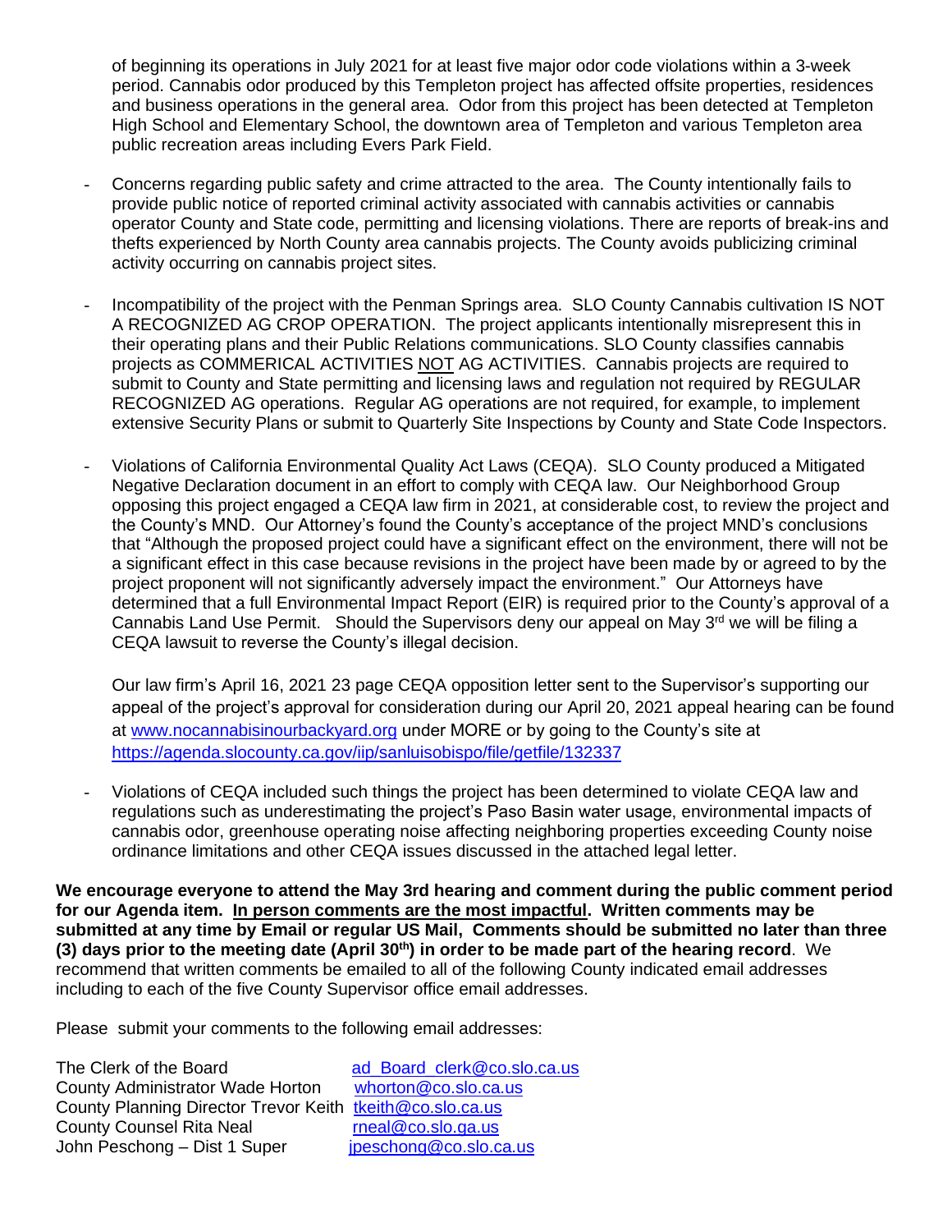of beginning its operations in July 2021 for at least five major odor code violations within a 3-week period. Cannabis odor produced by this Templeton project has affected offsite properties, residences and business operations in the general area. Odor from this project has been detected at Templeton High School and Elementary School, the downtown area of Templeton and various Templeton area public recreation areas including Evers Park Field.

- Concerns regarding public safety and crime attracted to the area. The County intentionally fails to provide public notice of reported criminal activity associated with cannabis activities or cannabis operator County and State code, permitting and licensing violations. There are reports of break-ins and thefts experienced by North County area cannabis projects. The County avoids publicizing criminal activity occurring on cannabis project sites.

- Incompatibility of the project with the Penman Springs area. SLO County Cannabis cultivation IS NOT A RECOGNIZED AG CROP OPERATION. The project applicants intentionally misrepresent this in their operating plans and their Public Relations communications. SLO County classifies cannabis projects as COMMERICAL ACTIVITIES <u>NOT</u> AG ACTIVITIES. Cannabis projects are required to submit to County and State permitting and licensing laws and regulation not required by REGULAR RECOGNIZED AG operations. Regular AG operations are not required, for example, to implement extensive Security Plans or submit to Quarterly Site Inspections by County and State Code Inspectors.

- Violations of California Environmental Quality Act Laws (CEQA). SLO County produced a Mitigated Negative Declaration document in an effort to comply with CEQA law. Our Neighborhood Group opposing this project engaged a CEQA law firm in 2021, at considerable cost, to review the project and the County's MND. Our Attorney's found the County's acceptance of the project MND's conclusions that "Although the proposed project could have a significant effect on the environment, there will not be a significant effect in this case because revisions in the project have been made by or agreed to by the project proponent will not significantly adversely impact the environment." Our Attorneys have determined that a full Environmental Impact Report (EIR) is required prior to the County's approval of a Cannabis Land Use Permit. Should the Supervisors deny our appeal on May 3rd we will be filing a CEQA lawsuit to reverse the County's illegal decision.

  Our law firm's April 16, 2021 23 page CEQA opposition letter sent to the Supervisor's supporting our appeal of the project's approval for consideration during our April 20, 2021 appeal hearing can be found at www.nocannabisinourbackyard.org under MORE or by going to the County's site at https://agenda.slocounty.ca.gov/iip/sanluisobispo/file/getfile/132337

- Violations of CEQA included such things the project has been determined to violate CEQA law and regulations such as underestimating the project's Paso Basin water usage, environmental impacts of cannabis odor, greenhouse operating noise affecting neighboring properties exceeding County noise ordinance limitations and other CEQA issues discussed in the attached legal letter.

**We encourage everyone to attend the May 3rd hearing and comment during the public comment period for our Agenda item. <u>In person comments are the most impactful</u>. Written comments may be submitted at any time by Email or regular US Mail, Comments should be submitted no later than three (3) days prior to the meeting date (April 30th) in order to be made part of the hearing record**. We recommend that written comments be emailed to all of the following County indicated email addresses including to each of the five County Supervisor office email addresses.

Please submit your comments to the following email addresses:

The Clerk of the Board ad_Board_clerk@co.slo.ca.us
County Administrator Wade Horton whorton@co.slo.ca.us
County Planning Director Trevor Keith tkeith@co.slo.ca.us
County Counsel Rita Neal rneal@co.slo.ga.us
John Peschong – Dist 1 Super jpeschong@co.slo.ca.us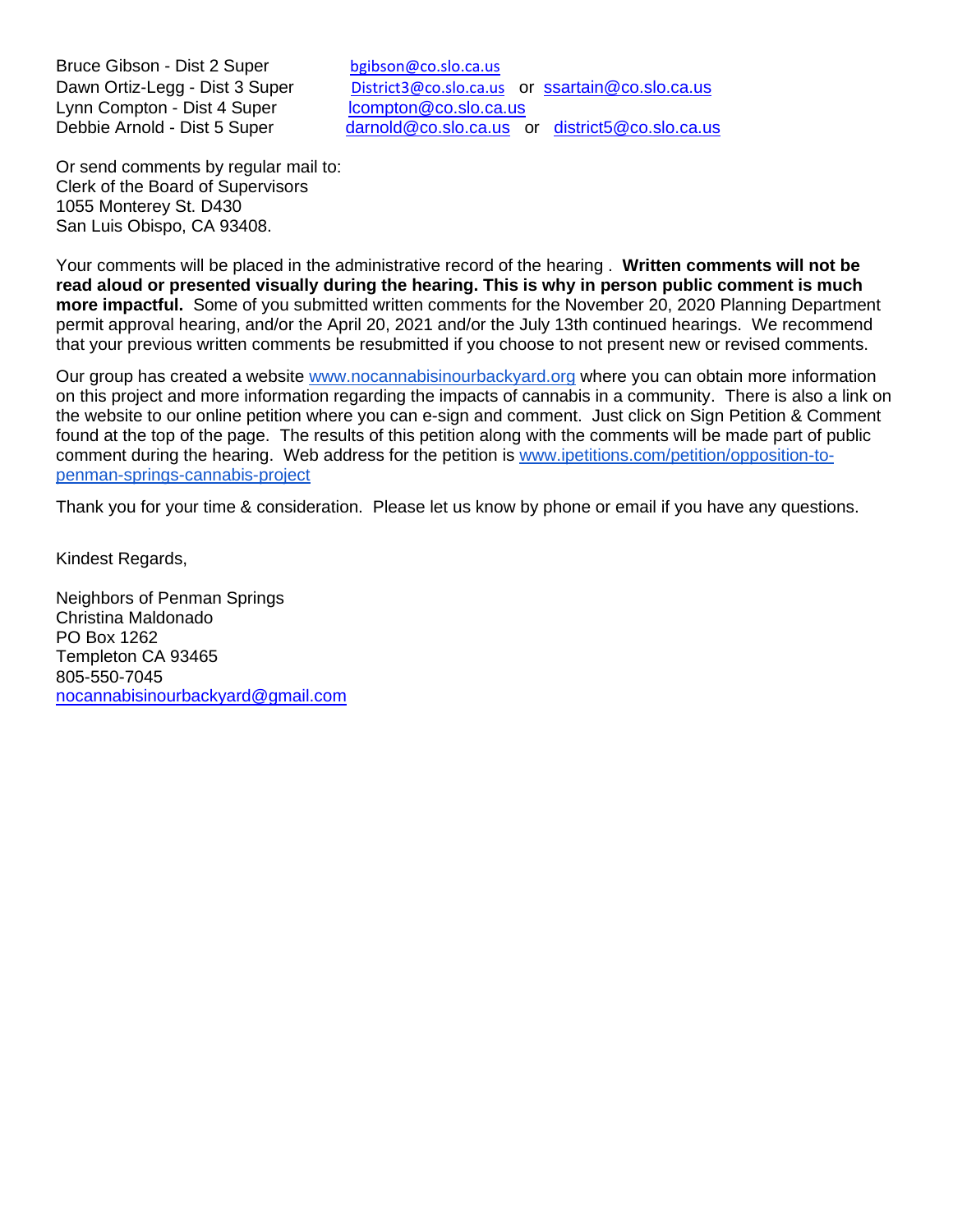Bruce Gibson - Dist 2 Super bgibson@co.slo.ca.us
Dawn Ortiz-Legg - Dist 3 Super District3@co.slo.ca.us or ssartain@co.slo.ca.us
Lynn Compton - Dist 4 Super lcompton@co.slo.ca.us
Debbie Arnold - Dist 5 Super darnold@co.slo.ca.us or district5@co.slo.ca.us

Or send comments by regular mail to:
Clerk of the Board of Supervisors
1055 Monterey St. D430
San Luis Obispo, CA 93408.

Your comments will be placed in the administrative record of the hearing . **Written comments will not be read aloud or presented visually during the hearing. This is why in person public comment is much more impactful.** Some of you submitted written comments for the November 20, 2020 Planning Department permit approval hearing, and/or the April 20, 2021 and/or the July 13th continued hearings. We recommend that your previous written comments be resubmitted if you choose to not present new or revised comments.

Our group has created a website www.nocannabisinourbackyard.org where you can obtain more information on this project and more information regarding the impacts of cannabis in a community. There is also a link on the website to our online petition where you can e-sign and comment. Just click on Sign Petition & Comment found at the top of the page. The results of this petition along with the comments will be made part of public comment during the hearing. Web address for the petition is www.ipetitions.com/petition/opposition-to-penman-springs-cannabis-project

Thank you for your time & consideration. Please let us know by phone or email if you have any questions.

Kindest Regards,

Neighbors of Penman Springs
Christina Maldonado
PO Box 1262
Templeton CA 93465
805-550-7045
nocannabisinourbackyard@gmail.com